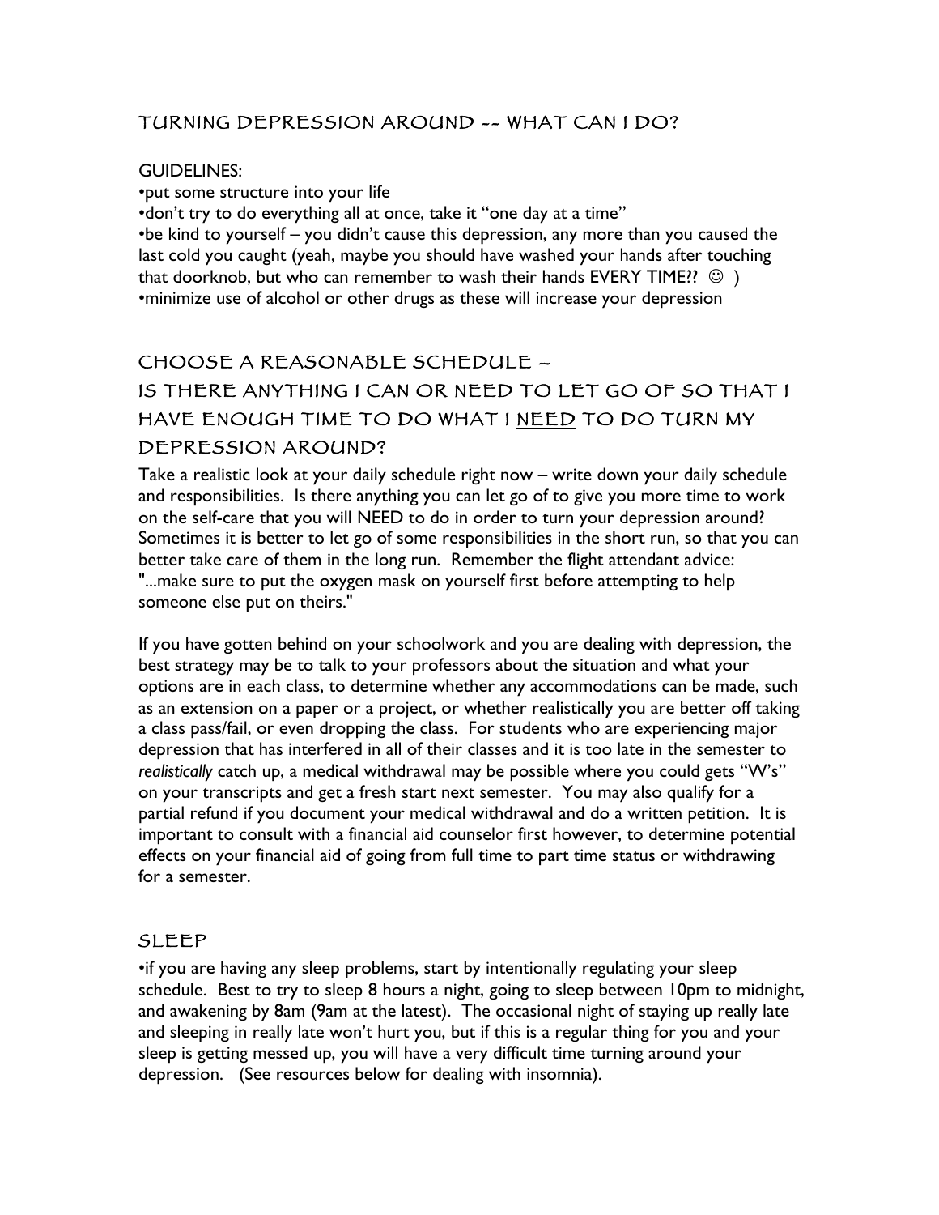# TURNING DEPRESSION AROUND -- WHAT CAN I DO?

GUIDELINES:

- put some structure into your life
- don't try to do everything all at once, take it "one day at a time"
- be kind to yourself – you didn't cause this depression, any more than you caused the last cold you caught (yeah, maybe you should have washed your hands after touching that doorknob, but who can remember to wash their hands EVERY TIME?? ☺ )
- minimize use of alcohol or other drugs as these will increase your depression

## CHOOSE A REASONABLE SCHEDULE – IS THERE ANYTHING I CAN OR NEED TO LET GO OF SO THAT I HAVE ENOUGH TIME TO DO WHAT I <u>NEED</u> TO DO TURN MY DEPRESSION AROUND?

Take a realistic look at your daily schedule right now – write down your daily schedule and responsibilities. Is there anything you can let go of to give you more time to work on the self-care that you will NEED to do in order to turn your depression around? Sometimes it is better to let go of some responsibilities in the short run, so that you can better take care of them in the long run. Remember the flight attendant advice: "...make sure to put the oxygen mask on yourself first before attempting to help someone else put on theirs."

If you have gotten behind on your schoolwork and you are dealing with depression, the best strategy may be to talk to your professors about the situation and what your options are in each class, to determine whether any accommodations can be made, such as an extension on a paper or a project, or whether realistically you are better off taking a class pass/fail, or even dropping the class. For students who are experiencing major depression that has interfered in all of their classes and it is too late in the semester to *realistically* catch up, a medical withdrawal may be possible where you could gets "W's" on your transcripts and get a fresh start next semester. You may also qualify for a partial refund if you document your medical withdrawal and do a written petition. It is important to consult with a financial aid counselor first however, to determine potential effects on your financial aid of going from full time to part time status or withdrawing for a semester.

## SLEEP

- if you are having any sleep problems, start by intentionally regulating your sleep schedule. Best to try to sleep 8 hours a night, going to sleep between 10pm to midnight, and awakening by 8am (9am at the latest). The occasional night of staying up really late and sleeping in really late won't hurt you, but if this is a regular thing for you and your sleep is getting messed up, you will have a very difficult time turning around your depression. (See resources below for dealing with insomnia).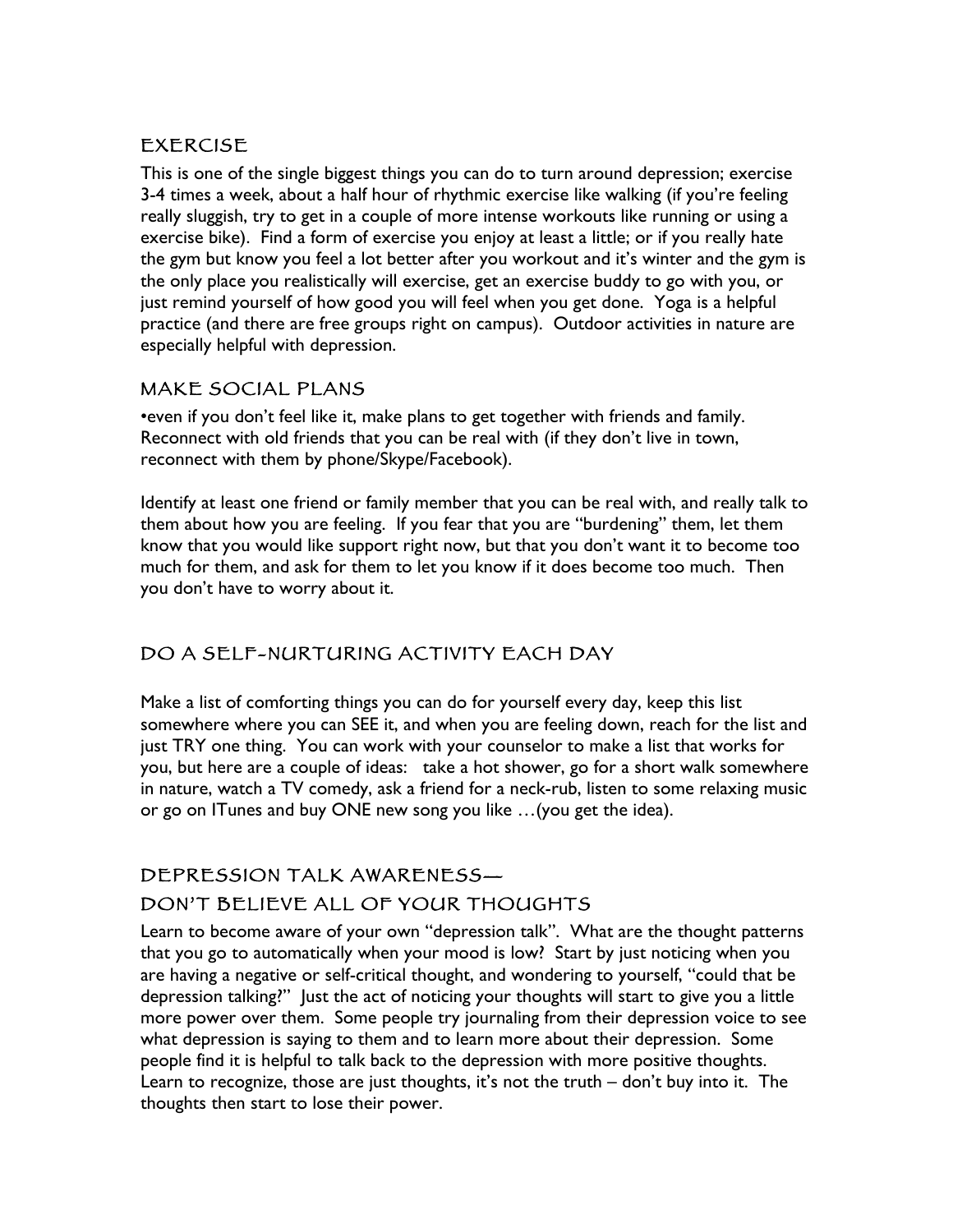## EXERCISE

This is one of the single biggest things you can do to turn around depression; exercise 3-4 times a week, about a half hour of rhythmic exercise like walking (if you're feeling really sluggish, try to get in a couple of more intense workouts like running or using a exercise bike). Find a form of exercise you enjoy at least a little; or if you really hate the gym but know you feel a lot better after you workout and it's winter and the gym is the only place you realistically will exercise, get an exercise buddy to go with you, or just remind yourself of how good you will feel when you get done. Yoga is a helpful practice (and there are free groups right on campus). Outdoor activities in nature are especially helpful with depression.

## MAKE SOCIAL PLANS

•even if you don't feel like it, make plans to get together with friends and family. Reconnect with old friends that you can be real with (if they don't live in town, reconnect with them by phone/Skype/Facebook).

Identify at least one friend or family member that you can be real with, and really talk to them about how you are feeling. If you fear that you are "burdening" them, let them know that you would like support right now, but that you don't want it to become too much for them, and ask for them to let you know if it does become too much. Then you don't have to worry about it.

## DO A SELF-NURTURING ACTIVITY EACH DAY

Make a list of comforting things you can do for yourself every day, keep this list somewhere where you can SEE it, and when you are feeling down, reach for the list and just TRY one thing. You can work with your counselor to make a list that works for you, but here are a couple of ideas: take a hot shower, go for a short walk somewhere in nature, watch a TV comedy, ask a friend for a neck-rub, listen to some relaxing music or go on ITunes and buy ONE new song you like …(you get the idea).

## DEPRESSION TALK AWARENESS— DON'T BELIEVE ALL OF YOUR THOUGHTS

Learn to become aware of your own "depression talk". What are the thought patterns that you go to automatically when your mood is low? Start by just noticing when you are having a negative or self-critical thought, and wondering to yourself, "could that be depression talking?" Just the act of noticing your thoughts will start to give you a little more power over them. Some people try journaling from their depression voice to see what depression is saying to them and to learn more about their depression. Some people find it is helpful to talk back to the depression with more positive thoughts. Learn to recognize, those are just thoughts, it's not the truth – don't buy into it. The thoughts then start to lose their power.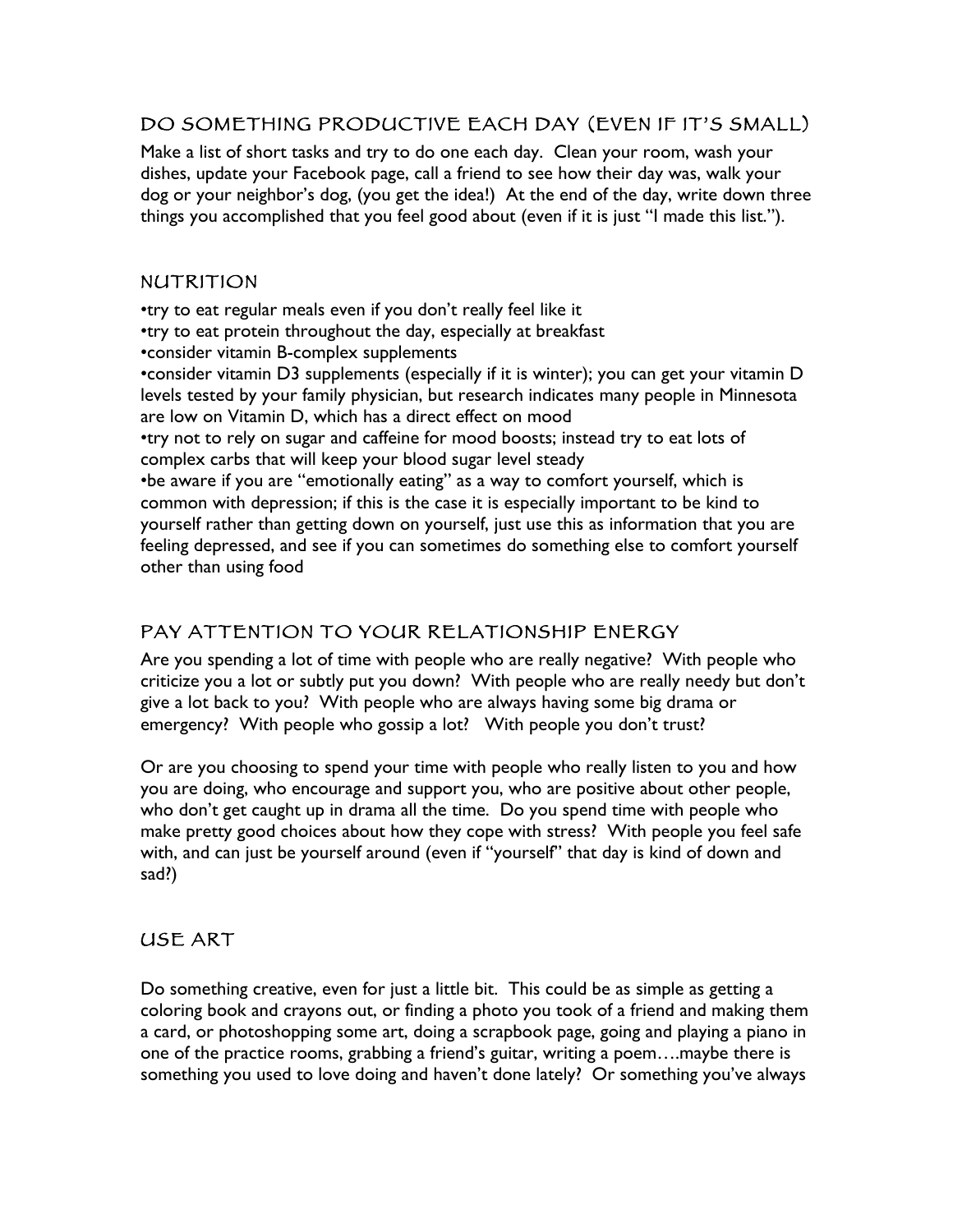## DO SOMETHING PRODUCTIVE EACH DAY (EVEN IF IT'S SMALL)

Make a list of short tasks and try to do one each day. Clean your room, wash your dishes, update your Facebook page, call a friend to see how their day was, walk your dog or your neighbor's dog, (you get the idea!) At the end of the day, write down three things you accomplished that you feel good about (even if it is just "I made this list.").

## NUTRITION

•try to eat regular meals even if you don't really feel like it
•try to eat protein throughout the day, especially at breakfast
•consider vitamin B-complex supplements
•consider vitamin D3 supplements (especially if it is winter); you can get your vitamin D levels tested by your family physician, but research indicates many people in Minnesota are low on Vitamin D, which has a direct effect on mood
•try not to rely on sugar and caffeine for mood boosts; instead try to eat lots of complex carbs that will keep your blood sugar level steady
•be aware if you are "emotionally eating" as a way to comfort yourself, which is common with depression; if this is the case it is especially important to be kind to yourself rather than getting down on yourself, just use this as information that you are feeling depressed, and see if you can sometimes do something else to comfort yourself other than using food

## PAY ATTENTION TO YOUR RELATIONSHIP ENERGY

Are you spending a lot of time with people who are really negative? With people who criticize you a lot or subtly put you down? With people who are really needy but don't give a lot back to you? With people who are always having some big drama or emergency? With people who gossip a lot? With people you don't trust?

Or are you choosing to spend your time with people who really listen to you and how you are doing, who encourage and support you, who are positive about other people, who don't get caught up in drama all the time. Do you spend time with people who make pretty good choices about how they cope with stress? With people you feel safe with, and can just be yourself around (even if "yourself" that day is kind of down and sad?)

## USE ART

Do something creative, even for just a little bit. This could be as simple as getting a coloring book and crayons out, or finding a photo you took of a friend and making them a card, or photoshopping some art, doing a scrapbook page, going and playing a piano in one of the practice rooms, grabbing a friend's guitar, writing a poem….maybe there is something you used to love doing and haven't done lately? Or something you've always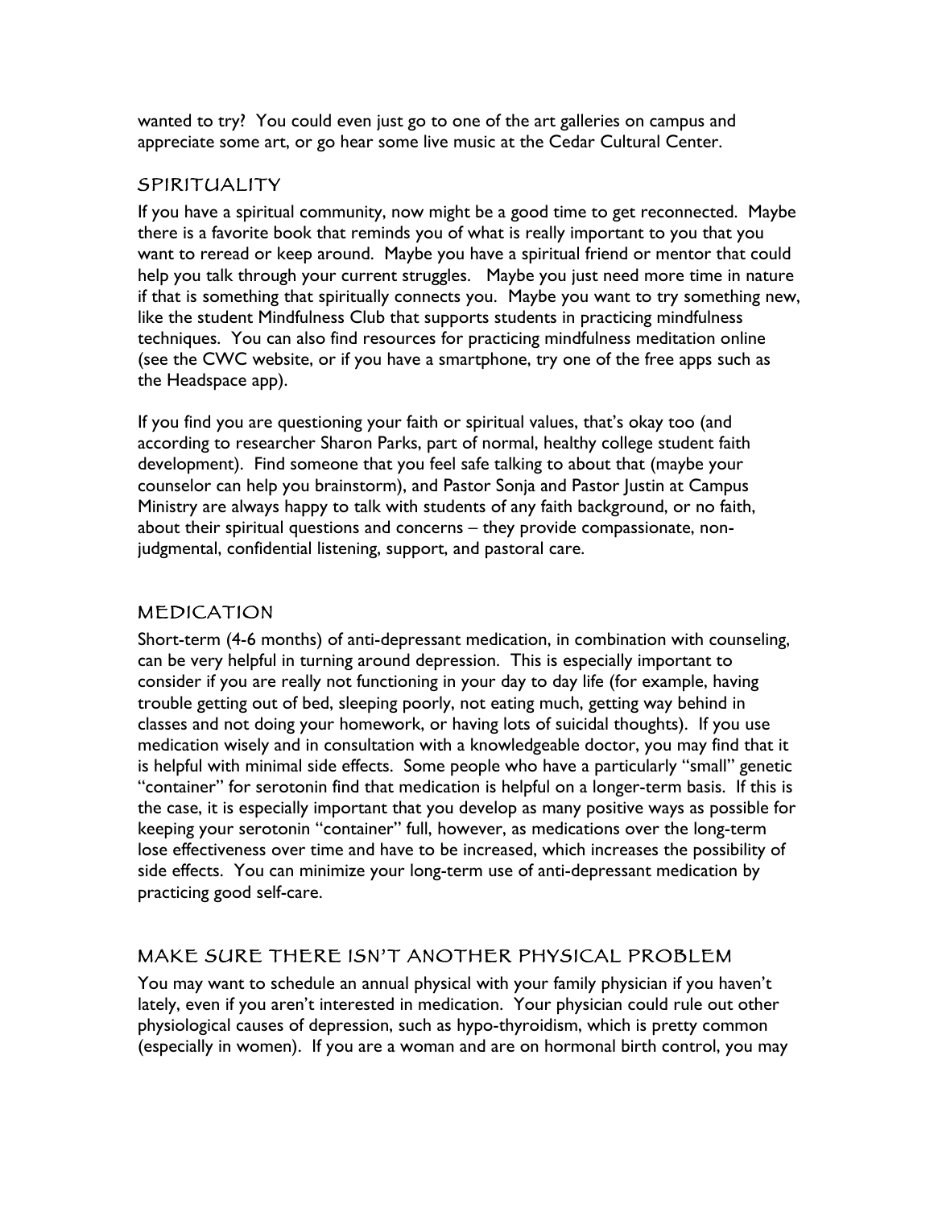wanted to try? You could even just go to one of the art galleries on campus and appreciate some art, or go hear some live music at the Cedar Cultural Center.

## SPIRITUALITY

If you have a spiritual community, now might be a good time to get reconnected. Maybe there is a favorite book that reminds you of what is really important to you that you want to reread or keep around. Maybe you have a spiritual friend or mentor that could help you talk through your current struggles. Maybe you just need more time in nature if that is something that spiritually connects you. Maybe you want to try something new, like the student Mindfulness Club that supports students in practicing mindfulness techniques. You can also find resources for practicing mindfulness meditation online (see the CWC website, or if you have a smartphone, try one of the free apps such as the Headspace app).

If you find you are questioning your faith or spiritual values, that's okay too (and according to researcher Sharon Parks, part of normal, healthy college student faith development). Find someone that you feel safe talking to about that (maybe your counselor can help you brainstorm), and Pastor Sonja and Pastor Justin at Campus Ministry are always happy to talk with students of any faith background, or no faith, about their spiritual questions and concerns – they provide compassionate, non-judgmental, confidential listening, support, and pastoral care.

## MEDICATION

Short-term (4-6 months) of anti-depressant medication, in combination with counseling, can be very helpful in turning around depression. This is especially important to consider if you are really not functioning in your day to day life (for example, having trouble getting out of bed, sleeping poorly, not eating much, getting way behind in classes and not doing your homework, or having lots of suicidal thoughts). If you use medication wisely and in consultation with a knowledgeable doctor, you may find that it is helpful with minimal side effects. Some people who have a particularly "small" genetic "container" for serotonin find that medication is helpful on a longer-term basis. If this is the case, it is especially important that you develop as many positive ways as possible for keeping your serotonin "container" full, however, as medications over the long-term lose effectiveness over time and have to be increased, which increases the possibility of side effects. You can minimize your long-term use of anti-depressant medication by practicing good self-care.

## MAKE SURE THERE ISN'T ANOTHER PHYSICAL PROBLEM

You may want to schedule an annual physical with your family physician if you haven't lately, even if you aren't interested in medication. Your physician could rule out other physiological causes of depression, such as hypo-thyroidism, which is pretty common (especially in women). If you are a woman and are on hormonal birth control, you may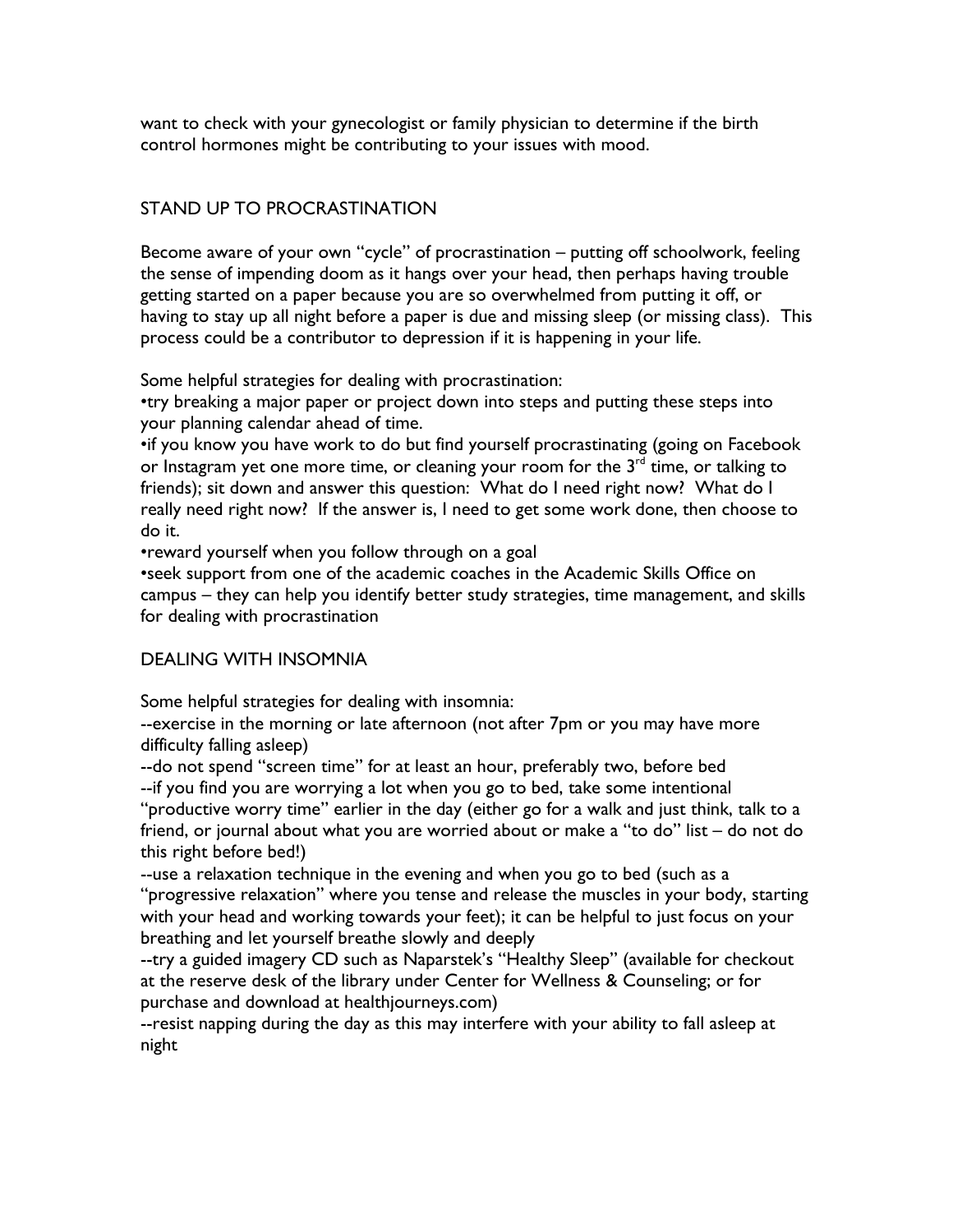want to check with your gynecologist or family physician to determine if the birth control hormones might be contributing to your issues with mood.

## STAND UP TO PROCRASTINATION

Become aware of your own "cycle" of procrastination – putting off schoolwork, feeling the sense of impending doom as it hangs over your head, then perhaps having trouble getting started on a paper because you are so overwhelmed from putting it off, or having to stay up all night before a paper is due and missing sleep (or missing class). This process could be a contributor to depression if it is happening in your life.

Some helpful strategies for dealing with procrastination:

•try breaking a major paper or project down into steps and putting these steps into your planning calendar ahead of time.

•if you know you have work to do but find yourself procrastinating (going on Facebook or Instagram yet one more time, or cleaning your room for the 3rd time, or talking to friends); sit down and answer this question: What do I need right now? What do I really need right now? If the answer is, I need to get some work done, then choose to do it.

•reward yourself when you follow through on a goal

•seek support from one of the academic coaches in the Academic Skills Office on campus – they can help you identify better study strategies, time management, and skills for dealing with procrastination

## DEALING WITH INSOMNIA

Some helpful strategies for dealing with insomnia:

--exercise in the morning or late afternoon (not after 7pm or you may have more difficulty falling asleep)

--do not spend "screen time" for at least an hour, preferably two, before bed

--if you find you are worrying a lot when you go to bed, take some intentional "productive worry time" earlier in the day (either go for a walk and just think, talk to a friend, or journal about what you are worried about or make a "to do" list – do not do this right before bed!)

--use a relaxation technique in the evening and when you go to bed (such as a "progressive relaxation" where you tense and release the muscles in your body, starting with your head and working towards your feet); it can be helpful to just focus on your breathing and let yourself breathe slowly and deeply

--try a guided imagery CD such as Naparstek's "Healthy Sleep" (available for checkout at the reserve desk of the library under Center for Wellness & Counseling; or for purchase and download at healthjourneys.com)

--resist napping during the day as this may interfere with your ability to fall asleep at night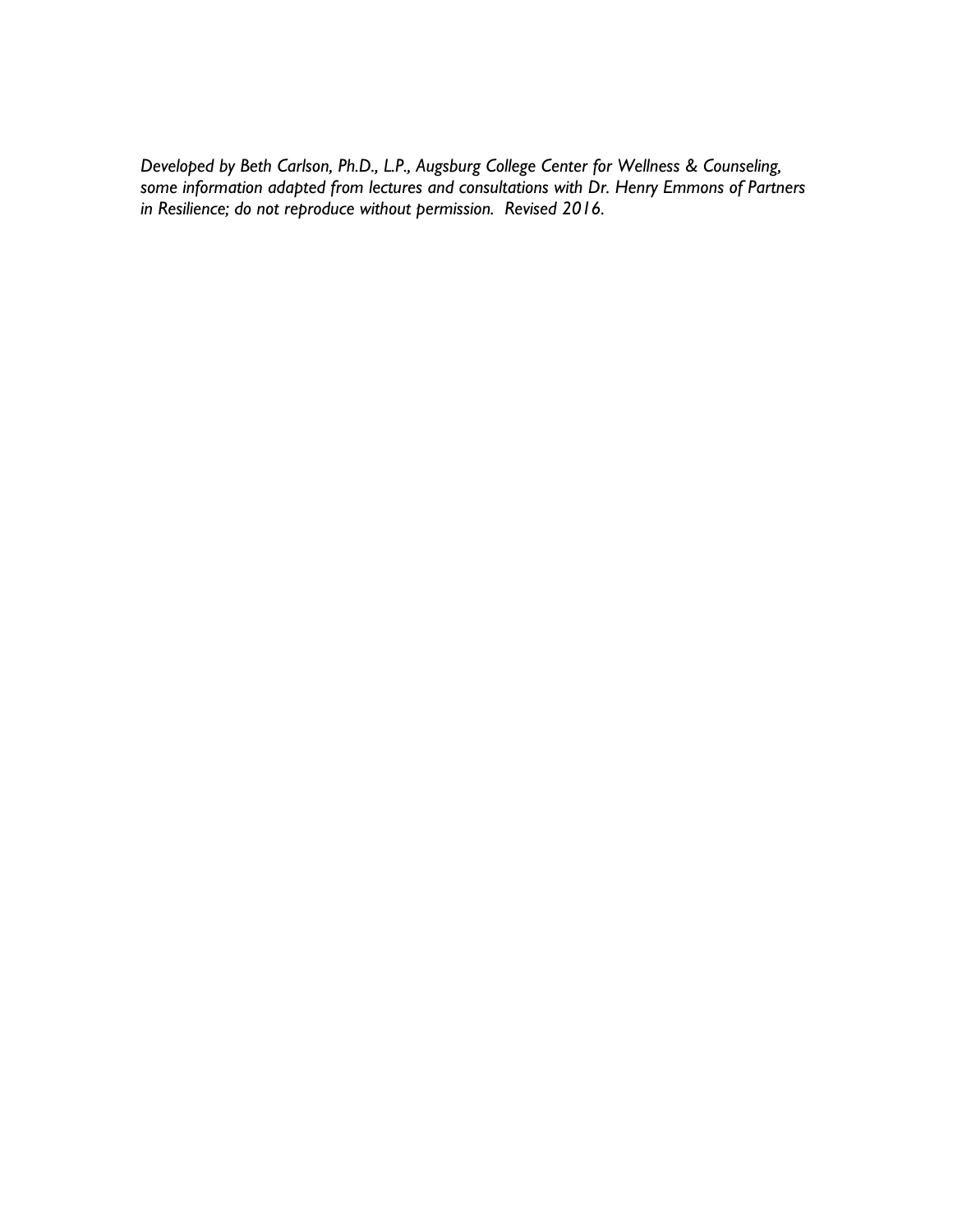*Developed by Beth Carlson, Ph.D., L.P., Augsburg College Center for Wellness & Counseling, some information adapted from lectures and consultations with Dr. Henry Emmons of Partners in Resilience; do not reproduce without permission. Revised 2016.*